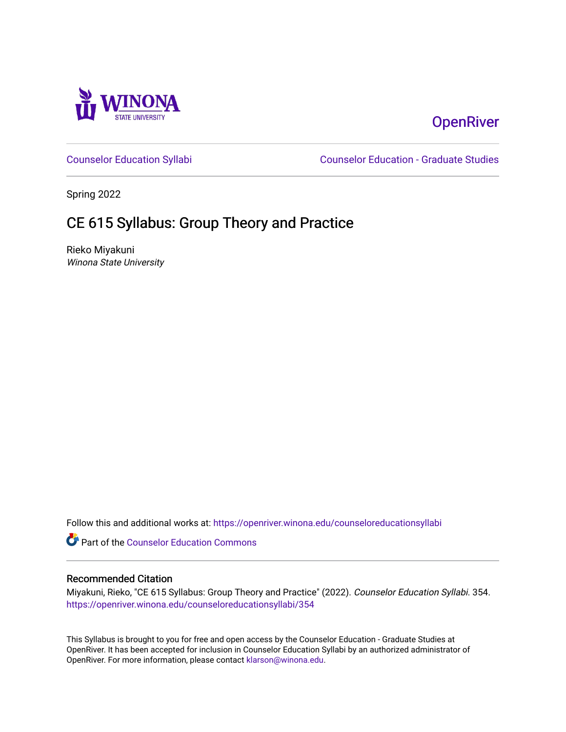Winona State University

OpenRiver

Counselor Education Syllabi | Counselor Education - Graduate Studies

Spring 2022

# CE 615 Syllabus: Group Theory and Practice

Rieko Miyakuni
*Winona State University*

Follow this and additional works at: https://openriver.winona.edu/counseloreducationsyllabi

Part of the Counselor Education Commons

## Recommended Citation

Miyakuni, Rieko, "CE 615 Syllabus: Group Theory and Practice" (2022). *Counselor Education Syllabi*. 354. https://openriver.winona.edu/counseloreducationsyllabi/354

This Syllabus is brought to you for free and open access by the Counselor Education - Graduate Studies at OpenRiver. It has been accepted for inclusion in Counselor Education Syllabi by an authorized administrator of OpenRiver. For more information, please contact klarson@winona.edu.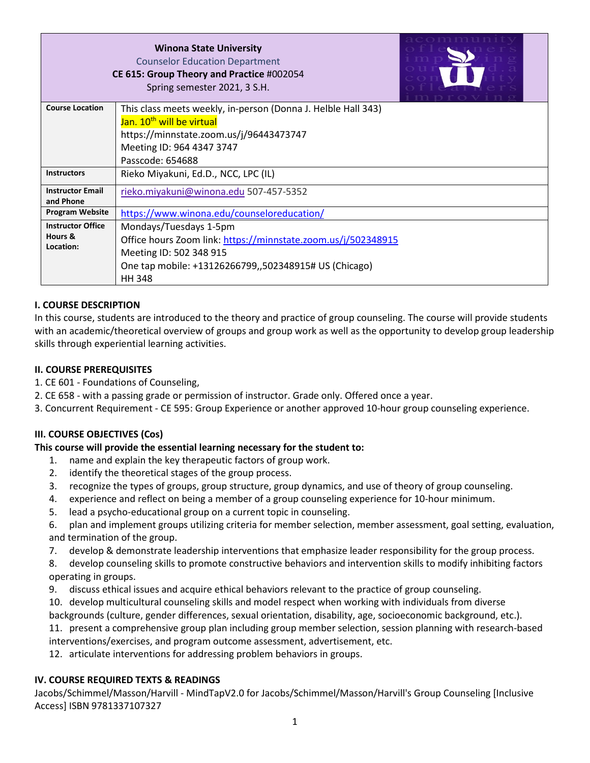| **Winona State University**<br>Counselor Education Department<br>**CE 615: Group Theory and Practice** #002054<br>Spring semester 2021, 3 S.H. | |
|---|---|
| **Course Location** | This class meets weekly, in-person (Donna J. Helble Hall 343)<br>Jan. 10th will be virtual<br>https://minnstate.zoom.us/j/96443473747<br>Meeting ID: 964 4347 3747<br>Passcode: 654688 |
| **Instructors** | Rieko Miyakuni, Ed.D., NCC, LPC (IL) |
| **Instructor Email and Phone** | rieko.miyakuni@winona.edu 507-457-5352 |
| **Program Website** | https://www.winona.edu/counseloreducation/ |
| **Instructor Office Hours & Location:** | Mondays/Tuesdays 1-5pm<br>Office hours Zoom link: https://minnstate.zoom.us/j/502348915<br>Meeting ID: 502 348 915<br>One tap mobile: +13126266799,,502348915# US (Chicago)<br>HH 348 |

## I. COURSE DESCRIPTION

In this course, students are introduced to the theory and practice of group counseling. The course will provide students with an academic/theoretical overview of groups and group work as well as the opportunity to develop group leadership skills through experiential learning activities.

## II. COURSE PREREQUISITES

1. CE 601 - Foundations of Counseling,
2. CE 658 - with a passing grade or permission of instructor. Grade only. Offered once a year.
3. Concurrent Requirement - CE 595: Group Experience or another approved 10-hour group counseling experience.

## III. COURSE OBJECTIVES (Cos)

**This course will provide the essential learning necessary for the student to:**

1. name and explain the key therapeutic factors of group work.
2. identify the theoretical stages of the group process.
3. recognize the types of groups, group structure, group dynamics, and use of theory of group counseling.
4. experience and reflect on being a member of a group counseling experience for 10-hour minimum.
5. lead a psycho-educational group on a current topic in counseling.
6. plan and implement groups utilizing criteria for member selection, member assessment, goal setting, evaluation, and termination of the group.
7. develop & demonstrate leadership interventions that emphasize leader responsibility for the group process.
8. develop counseling skills to promote constructive behaviors and intervention skills to modify inhibiting factors operating in groups.
9. discuss ethical issues and acquire ethical behaviors relevant to the practice of group counseling.
10. develop multicultural counseling skills and model respect when working with individuals from diverse backgrounds (culture, gender differences, sexual orientation, disability, age, socioeconomic background, etc.).
11. present a comprehensive group plan including group member selection, session planning with research-based interventions/exercises, and program outcome assessment, advertisement, etc.
12. articulate interventions for addressing problem behaviors in groups.

## IV. COURSE REQUIRED TEXTS & READINGS

Jacobs/Schimmel/Masson/Harvill - MindTapV2.0 for Jacobs/Schimmel/Masson/Harvill's Group Counseling [Inclusive Access] ISBN 9781337107327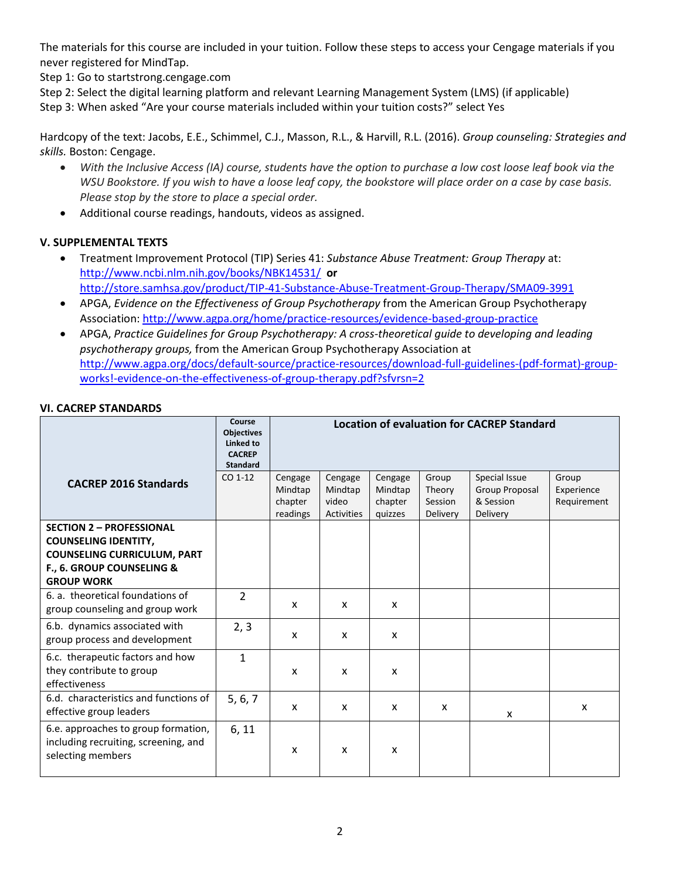The materials for this course are included in your tuition. Follow these steps to access your Cengage materials if you never registered for MindTap.

Step 1: Go to startstrong.cengage.com

Step 2: Select the digital learning platform and relevant Learning Management System (LMS) (if applicable)

Step 3: When asked "Are your course materials included within your tuition costs?" select Yes

Hardcopy of the text: Jacobs, E.E., Schimmel, C.J., Masson, R.L., & Harvill, R.L. (2016). *Group counseling: Strategies and skills.* Boston: Cengage.

- *With the Inclusive Access (IA) course, students have the option to purchase a low cost loose leaf book via the WSU Bookstore. If you wish to have a loose leaf copy, the bookstore will place order on a case by case basis. Please stop by the store to place a special order.*
- Additional course readings, handouts, videos as assigned.

## V. SUPPLEMENTAL TEXTS

- Treatment Improvement Protocol (TIP) Series 41: *Substance Abuse Treatment: Group Therapy* at: http://www.ncbi.nlm.nih.gov/books/NBK14531/ **or** http://store.samhsa.gov/product/TIP-41-Substance-Abuse-Treatment-Group-Therapy/SMA09-3991
- APGA, *Evidence on the Effectiveness of Group Psychotherapy* from the American Group Psychotherapy Association: http://www.agpa.org/home/practice-resources/evidence-based-group-practice
- APGA, *Practice Guidelines for Group Psychotherapy: A cross-theoretical guide to developing and leading psychotherapy groups,* from the American Group Psychotherapy Association at http://www.agpa.org/docs/default-source/practice-resources/download-full-guidelines-(pdf-format)-group-works!-evidence-on-the-effectiveness-of-group-therapy.pdf?sfvrsn=2

## VI. CACREP STANDARDS

| CACREP 2016 Standards | Course Objectives Linked to CACREP Standard | Location of evaluation for CACREP Standard | | | | | |
|---|---|---|---|---|---|---|---|
| | CO 1-12 | Cengage Mindtap chapter readings | Cengage Mindtap video Activities | Cengage Mindtap chapter quizzes | Group Theory Session Delivery | Special Issue Group Proposal & Session Delivery | Group Experience Requirement |
| **SECTION 2 – PROFESSIONAL COUNSELING IDENTITY, COUNSELING CURRICULUM, PART F., 6. GROUP COUNSELING & GROUP WORK** | | | | | | | |
| 6. a. theoretical foundations of group counseling and group work | 2 | x | x | x | | | |
| 6.b. dynamics associated with group process and development | 2, 3 | x | x | x | | | |
| 6.c. therapeutic factors and how they contribute to group effectiveness | 1 | x | x | x | | | |
| 6.d. characteristics and functions of effective group leaders | 5, 6, 7 | x | x | x | x | x | x |
| 6.e. approaches to group formation, including recruiting, screening, and selecting members | 6, 11 | x | x | x | | | |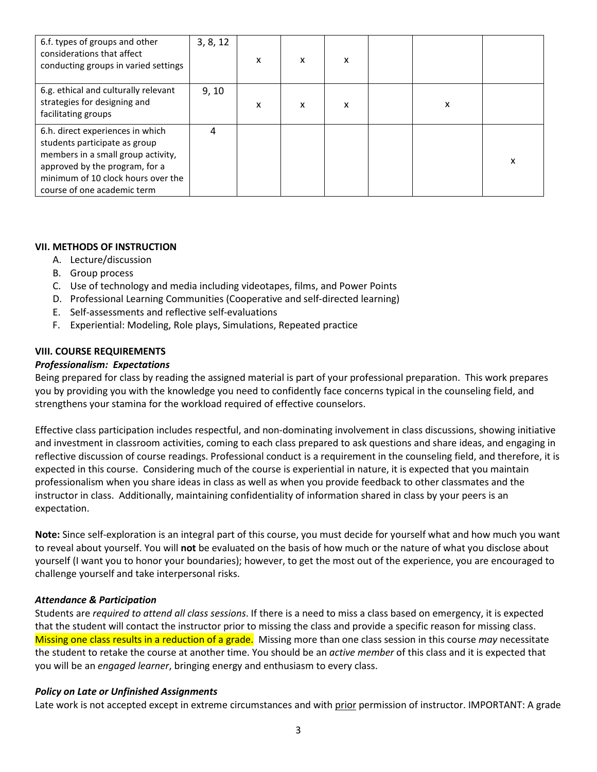| | | | | | | | |
|---|---|---|---|---|---|---|---|
| 6.f. types of groups and other considerations that affect conducting groups in varied settings | 3, 8, 12 | x | x | x | | | |
| 6.g. ethical and culturally relevant strategies for designing and facilitating groups | 9, 10 | x | x | x | | x | |
| 6.h. direct experiences in which students participate as group members in a small group activity, approved by the program, for a minimum of 10 clock hours over the course of one academic term | 4 | | | | | | x |

### VII. METHODS OF INSTRUCTION

A. Lecture/discussion
B. Group process
C. Use of technology and media including videotapes, films, and Power Points
D. Professional Learning Communities (Cooperative and self-directed learning)
E. Self-assessments and reflective self-evaluations
F. Experiential: Modeling, Role plays, Simulations, Repeated practice

### VIII. COURSE REQUIREMENTS

***Professionalism: Expectations***

Being prepared for class by reading the assigned material is part of your professional preparation. This work prepares you by providing you with the knowledge you need to confidently face concerns typical in the counseling field, and strengthens your stamina for the workload required of effective counselors.

Effective class participation includes respectful, and non-dominating involvement in class discussions, showing initiative and investment in classroom activities, coming to each class prepared to ask questions and share ideas, and engaging in reflective discussion of course readings. Professional conduct is a requirement in the counseling field, and therefore, it is expected in this course. Considering much of the course is experiential in nature, it is expected that you maintain professionalism when you share ideas in class as well as when you provide feedback to other classmates and the instructor in class. Additionally, maintaining confidentiality of information shared in class by your peers is an expectation.

**Note:** Since self-exploration is an integral part of this course, you must decide for yourself what and how much you want to reveal about yourself. You will **not** be evaluated on the basis of how much or the nature of what you disclose about yourself (I want you to honor your boundaries); however, to get the most out of the experience, you are encouraged to challenge yourself and take interpersonal risks.

***Attendance & Participation***

Students are *required to attend all class sessions*. If there is a need to miss a class based on emergency, it is expected that the student will contact the instructor prior to missing the class and provide a specific reason for missing class. Missing one class results in a reduction of a grade. Missing more than one class session in this course *may* necessitate the student to retake the course at another time. You should be an *active member* of this class and it is expected that you will be an *engaged learner*, bringing energy and enthusiasm to every class.

***Policy on Late or Unfinished Assignments***

Late work is not accepted except in extreme circumstances and with prior permission of instructor. IMPORTANT: A grade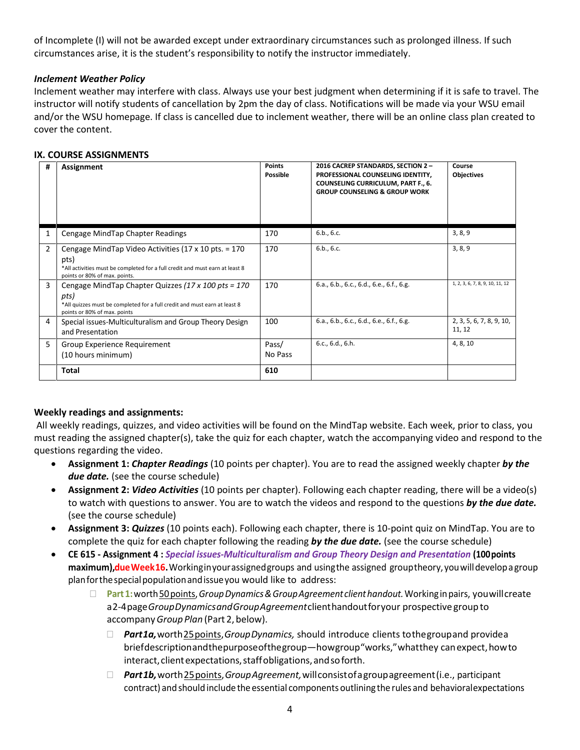of Incomplete (I) will not be awarded except under extraordinary circumstances such as prolonged illness. If such circumstances arise, it is the student's responsibility to notify the instructor immediately.

***Inclement Weather Policy***
Inclement weather may interfere with class. Always use your best judgment when determining if it is safe to travel. The instructor will notify students of cancellation by 2pm the day of class. Notifications will be made via your WSU email and/or the WSU homepage. If class is cancelled due to inclement weather, there will be an online class plan created to cover the content.

## IX. COURSE ASSIGNMENTS

| # | Assignment | Points Possible | 2016 CACREP STANDARDS, SECTION 2 – PROFESSIONAL COUNSELING IDENTITY, COUNSELING CURRICULUM, PART F., 6. GROUP COUNSELING & GROUP WORK | Course Objectives |
|---|---|---|---|---|
| 1 | Cengage MindTap Chapter Readings | 170 | 6.b., 6.c. | 3, 8, 9 |
| 2 | Cengage MindTap Video Activities (17 x 10 pts. = 170 pts)<br>*All activities must be completed for a full credit and must earn at least 8 points or 80% of max. points. | 170 | 6.b., 6.c. | 3, 8, 9 |
| 3 | Cengage MindTap Chapter Quizzes *(17 x 100 pts = 170 pts)*<br>*All quizzes must be completed for a full credit and must earn at least 8 points or 80% of max. points | 170 | 6.a., 6.b., 6.c., 6.d., 6.e., 6.f., 6.g. | 1, 2, 3, 6, 7, 8, 9, 10, 11, 12 |
| 4 | Special issues-Multiculturalism and Group Theory Design and Presentation | 100 | 6.a., 6.b., 6.c., 6.d., 6.e., 6.f., 6.g. | 2, 3, 5, 6, 7, 8, 9, 10, 11, 12 |
| 5 | Group Experience Requirement<br>(10 hours minimum) | Pass/ No Pass | 6.c., 6.d., 6.h. | 4, 8, 10 |
| | **Total** | **610** | | |

**Weekly readings and assignments:**
All weekly readings, quizzes, and video activities will be found on the MindTap website. Each week, prior to class, you must reading the assigned chapter(s), take the quiz for each chapter, watch the accompanying video and respond to the questions regarding the video.

- **Assignment 1: *Chapter Readings*** (10 points per chapter). You are to read the assigned weekly chapter ***by the due date.*** (see the course schedule)
- **Assignment 2: *Video Activities*** (10 points per chapter). Following each chapter reading, there will be a video(s) to watch with questions to answer. You are to watch the videos and respond to the questions ***by the due date.*** (see the course schedule)
- **Assignment 3: *Quizzes*** (10 points each). Following each chapter, there is 10-point quiz on MindTap. You are to complete the quiz for each chapter following the reading ***by the due date.*** (see the course schedule)
- **CE 615 - Assignment 4 : *Special issues-Multiculturalism and Group Theory Design and Presentation* (100 points maximum), due Week 16.** Working in your assigned groups and using the assigned group theory, you will develop a group plan for the special population and issue you would like to address:
    - **Part 1:** worth 50 points, *Group Dynamics & Group Agreement client handout.* Working in pairs, you will create a 2-4 page *Group Dynamics and Group Agreement* client handout for your prospective group to accompany *Group Plan* (Part 2, below).
        - ***Part 1a,*** worth 25 points, *Group Dynamics,* should introduce clients to the group and provide a brief description and the purpose of the group—how group "works," what they can expect, how to interact, client expectations, staff obligations, and so forth.
        - ***Part 1b,*** worth 25 points, *Group Agreement,* will consist of a group agreement (i.e., participant contract) and should include the essential components outlining the rules and behavioral expectations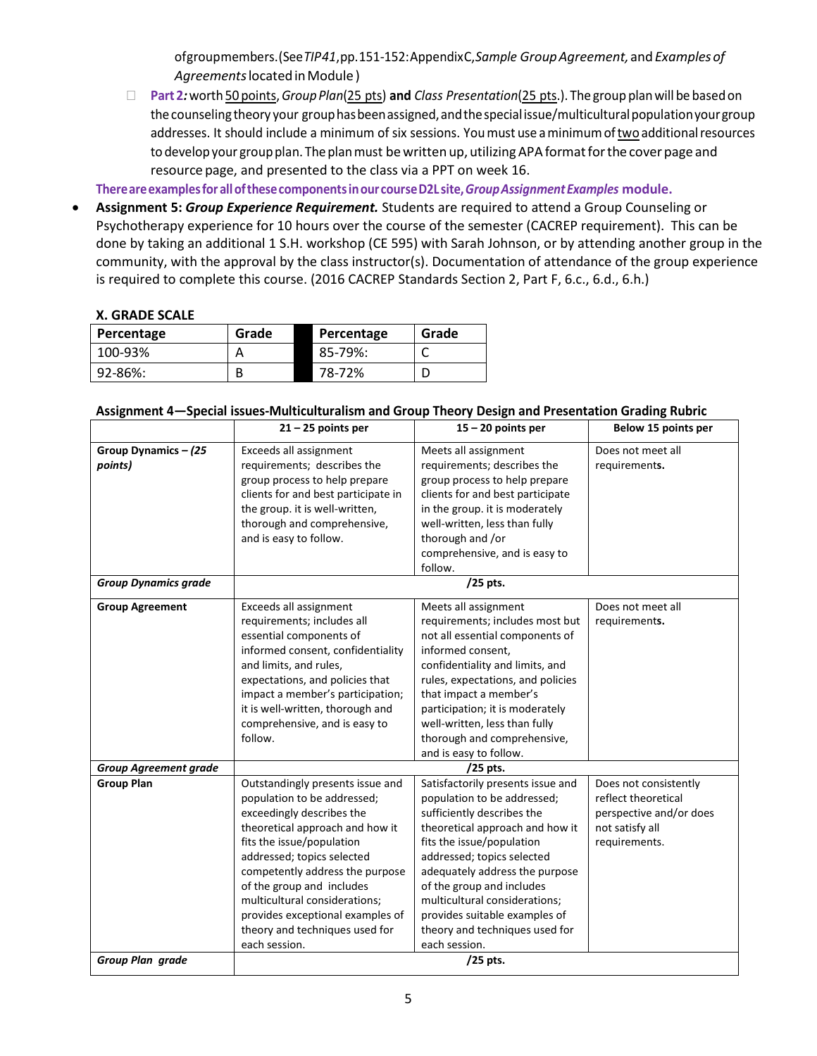of group members. (See *TIP41*, pp. 151-152: Appendix C, *Sample Group Agreement,* and *Examples of Agreements* located in Module )

- **Part 2:** worth 50 points, *Group Plan* (25 pts) **and** *Class Presentation* (25 pts.). The group plan will be based on the counseling theory your group has been assigned, and the special issue/multicultural population your group addresses. It should include a minimum of six sessions. You must use a minimum of two additional resources to develop your group plan. The plan must be written up, utilizing APA format for the cover page and resource page, and presented to the class via a PPT on week 16.

**There are examples for all of these components in our course D2L site, *Group Assignment Examples* module.**

- **Assignment 5: *Group Experience Requirement.*** Students are required to attend a Group Counseling or Psychotherapy experience for 10 hours over the course of the semester (CACREP requirement). This can be done by taking an additional 1 S.H. workshop (CE 595) with Sarah Johnson, or by attending another group in the community, with the approval by the class instructor(s). Documentation of attendance of the group experience is required to complete this course. (2016 CACREP Standards Section 2, Part F, 6.c., 6.d., 6.h.)

### X. GRADE SCALE

| Percentage | Grade | Percentage | Grade |
|---|---|---|---|
| 100-93% | A | 85-79%: | C |
| 92-86%: | B | 78-72% | D |

### Assignment 4—Special issues-Multiculturalism and Group Theory Design and Presentation Grading Rubric

| | 21 – 25 points per | 15 – 20 points per | Below 15 points per |
|---|---|---|---|
| **Group Dynamics – *(25 points)*** | Exceeds all assignment requirements; describes the group process to help prepare clients for and best participate in the group. it is well-written, thorough and comprehensive, and is easy to follow. | Meets all assignment requirements; describes the group process to help prepare clients for and best participate in the group. it is moderately well-written, less than fully thorough and /or comprehensive, and is easy to follow. | Does not meet all requirements. |
| ***Group Dynamics grade*** | **/25 pts.** | | |
| **Group Agreement** | Exceeds all assignment requirements; includes all essential components of informed consent, confidentiality and limits, and rules, expectations, and policies that impact a member's participation; it is well-written, thorough and comprehensive, and is easy to follow. | Meets all assignment requirements; includes most but not all essential components of informed consent, confidentiality and limits, and rules, expectations, and policies that impact a member's participation; it is moderately well-written, less than fully thorough and comprehensive, and is easy to follow. | Does not meet all requirements. |
| ***Group Agreement grade*** | **/25 pts.** | | |
| **Group Plan** | Outstandingly presents issue and population to be addressed; exceedingly describes the theoretical approach and how it fits the issue/population addressed; topics selected competently address the purpose of the group and includes multicultural considerations; provides exceptional examples of theory and techniques used for each session. | Satisfactorily presents issue and population to be addressed; sufficiently describes the theoretical approach and how it fits the issue/population addressed; topics selected adequately address the purpose of the group and includes multicultural considerations; provides suitable examples of theory and techniques used for each session. | Does not consistently reflect theoretical perspective and/or does not satisfy all requirements. |
| ***Group Plan grade*** | **/25 pts.** | | |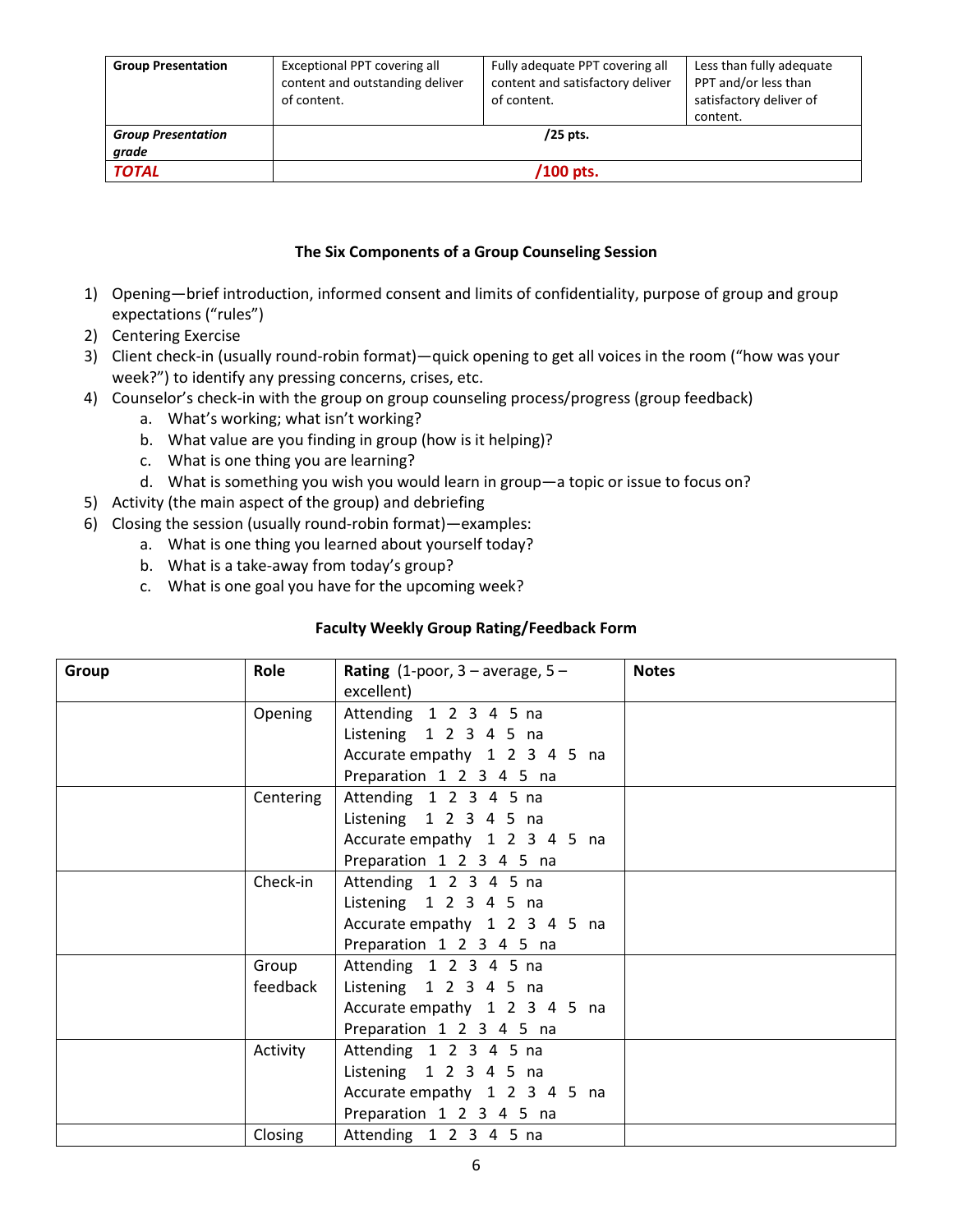| **Group Presentation** | Exceptional PPT covering all content and outstanding deliver of content. | Fully adequate PPT covering all content and satisfactory deliver of content. | Less than fully adequate PPT and/or less than satisfactory deliver of content. |
|---|---|---|---|
| ***Group Presentation grade*** | **/25 pts.** | | |
| ***TOTAL*** | **/100 pts.** | | |

### The Six Components of a Group Counseling Session

1) Opening—brief introduction, informed consent and limits of confidentiality, purpose of group and group expectations ("rules")
2) Centering Exercise
3) Client check-in (usually round-robin format)—quick opening to get all voices in the room ("how was your week?") to identify any pressing concerns, crises, etc.
4) Counselor's check-in with the group on group counseling process/progress (group feedback)
   a. What's working; what isn't working?
   b. What value are you finding in group (how is it helping)?
   c. What is one thing you are learning?
   d. What is something you wish you would learn in group—a topic or issue to focus on?
5) Activity (the main aspect of the group) and debriefing
6) Closing the session (usually round-robin format)—examples:
   a. What is one thing you learned about yourself today?
   b. What is a take-away from today's group?
   c. What is one goal you have for the upcoming week?

### Faculty Weekly Group Rating/Feedback Form

| **Group** | **Role** | **Rating** (1-poor, 3 – average, 5 – excellent) | **Notes** |
|---|---|---|---|
| | Opening | Attending 1 2 3 4 5 na<br>Listening 1 2 3 4 5 na<br>Accurate empathy 1 2 3 4 5 na<br>Preparation 1 2 3 4 5 na | |
| | Centering | Attending 1 2 3 4 5 na<br>Listening 1 2 3 4 5 na<br>Accurate empathy 1 2 3 4 5 na<br>Preparation 1 2 3 4 5 na | |
| | Check-in | Attending 1 2 3 4 5 na<br>Listening 1 2 3 4 5 na<br>Accurate empathy 1 2 3 4 5 na<br>Preparation 1 2 3 4 5 na | |
| | Group feedback | Attending 1 2 3 4 5 na<br>Listening 1 2 3 4 5 na<br>Accurate empathy 1 2 3 4 5 na<br>Preparation 1 2 3 4 5 na | |
| | Activity | Attending 1 2 3 4 5 na<br>Listening 1 2 3 4 5 na<br>Accurate empathy 1 2 3 4 5 na<br>Preparation 1 2 3 4 5 na | |
| | Closing | Attending 1 2 3 4 5 na | |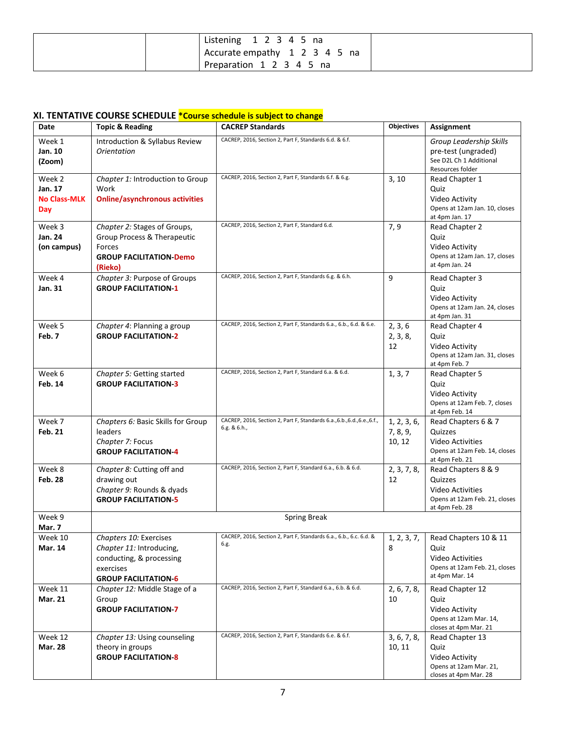| | | Listening 1 2 3 4 5 na<br>Accurate empathy 1 2 3 4 5 na<br>Preparation 1 2 3 4 5 na | |
|---|---|---|---|

## XI. TENTATIVE COURSE SCHEDULE *Course schedule is subject to change

| Date | Topic & Reading | CACREP Standards | Objectives | Assignment |
|---|---|---|---|---|
| Week 1<br>**Jan. 10**<br>**(Zoom)** | Introduction & Syllabus Review<br>*Orientation* | CACREP, 2016, Section 2, Part F, Standards 6.d. & 6.f. | | *Group Leadership Skills* pre-test (ungraded)<br>See D2L Ch 1 Additional Resources folder |
| Week 2<br>**Jan. 17**<br>**No Class-MLK Day** | *Chapter 1:* Introduction to Group Work<br>**Online/asynchronous activities** | CACREP, 2016, Section 2, Part F, Standards 6.f. & 6.g. | 3, 10 | Read Chapter 1<br>Quiz<br>Video Activity<br>Opens at 12am Jan. 10, closes at 4pm Jan. 17 |
| Week 3<br>**Jan. 24**<br>**(on campus)** | *Chapter 2:* Stages of Groups, Group Process & Therapeutic Forces<br>**GROUP FACILITATION-Demo (Rieko)** | CACREP, 2016, Section 2, Part F, Standard 6.d. | 7, 9 | Read Chapter 2<br>Quiz<br>Video Activity<br>Opens at 12am Jan. 17, closes at 4pm Jan. 24 |
| Week 4<br>**Jan. 31** | *Chapter 3:* Purpose of Groups<br>**GROUP FACILITATION-1** | CACREP, 2016, Section 2, Part F, Standards 6.g. & 6.h. | 9 | Read Chapter 3<br>Quiz<br>Video Activity<br>Opens at 12am Jan. 24, closes at 4pm Jan. 31 |
| Week 5<br>**Feb. 7** | *Chapter 4:* Planning a group<br>**GROUP FACILITATION-2** | CACREP, 2016, Section 2, Part F, Standards 6.a., 6.b., 6.d. & 6.e. | 2, 3, 6<br>2, 3, 8, 12 | Read Chapter 4<br>Quiz<br>Video Activity<br>Opens at 12am Jan. 31, closes at 4pm Feb. 7 |
| Week 6<br>**Feb. 14** | *Chapter 5:* Getting started<br>**GROUP FACILITATION-3** | CACREP, 2016, Section 2, Part F, Standard 6.a. & 6.d. | 1, 3, 7 | Read Chapter 5<br>Quiz<br>Video Activity<br>Opens at 12am Feb. 7, closes at 4pm Feb. 14 |
| Week 7<br>**Feb. 21** | *Chapters 6:* Basic Skills for Group leaders<br>*Chapter 7:* Focus<br>**GROUP FACILITATION-4** | CACREP, 2016, Section 2, Part F, Standards 6.a.,6.b.,6.d.,6.e.,6.f., 6.g. & 6.h., | 1, 2, 3, 6, 7, 8, 9, 10, 12 | Read Chapters 6 & 7<br>Quizzes<br>Video Activities<br>Opens at 12am Feb. 14, closes at 4pm Feb. 21 |
| Week 8<br>**Feb. 28** | *Chapter 8:* Cutting off and drawing out<br>*Chapter 9:* Rounds & dyads<br>**GROUP FACILITATION-5** | CACREP, 2016, Section 2, Part F, Standard 6.a., 6.b. & 6.d. | 2, 3, 7, 8, 12 | Read Chapters 8 & 9<br>Quizzes<br>Video Activities<br>Opens at 12am Feb. 21, closes at 4pm Feb. 28 |
| Week 9<br>**Mar. 7** | Spring Break | | | |
| Week 10<br>**Mar. 14** | *Chapters 10:* Exercises<br>*Chapter 11:* Introducing, conducting, & processing exercises<br>**GROUP FACILITATION-6** | CACREP, 2016, Section 2, Part F, Standards 6.a., 6.b., 6.c. 6.d. & 6.g. | 1, 2, 3, 7, 8 | Read Chapters 10 & 11<br>Quiz<br>Video Activities<br>Opens at 12am Feb. 21, closes at 4pm Mar. 14 |
| Week 11<br>**Mar. 21** | *Chapter 12:* Middle Stage of a Group<br>**GROUP FACILITATION-7** | CACREP, 2016, Section 2, Part F, Standard 6.a., 6.b. & 6.d. | 2, 6, 7, 8, 10 | Read Chapter 12<br>Quiz<br>Video Activity<br>Opens at 12am Mar. 14, closes at 4pm Mar. 21 |
| Week 12<br>**Mar. 28** | *Chapter 13:* Using counseling theory in groups<br>**GROUP FACILITATION-8** | CACREP, 2016, Section 2, Part F, Standards 6.e. & 6.f. | 3, 6, 7, 8, 10, 11 | Read Chapter 13<br>Quiz<br>Video Activity<br>Opens at 12am Mar. 21, closes at 4pm Mar. 28 |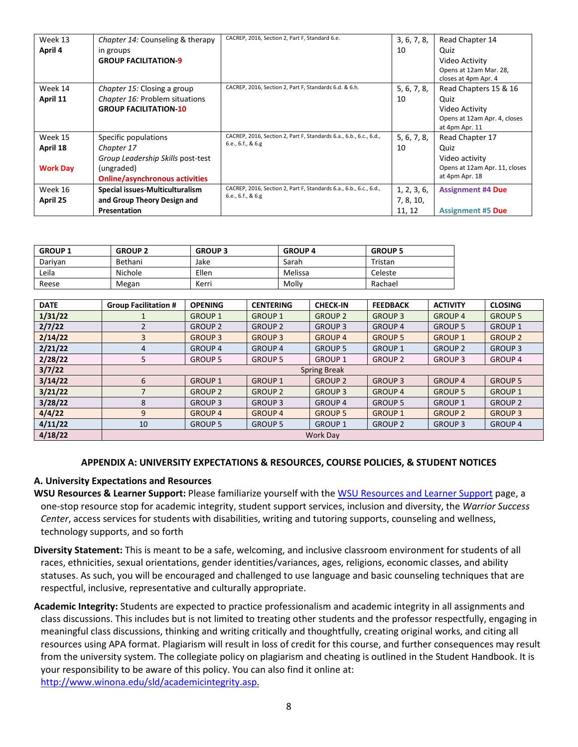| Week 13 **April 4** | *Chapter 14:* Counseling & therapy in groups **GROUP FACILITATION-9** | CACREP, 2016, Section 2, Part F, Standard 6.e. | 3, 6, 7, 8, 10 | Read Chapter 14<br>Quiz<br>Video Activity<br>Opens at 12am Mar. 28, closes at 4pm Apr. 4 |
|---|---|---|---|---|
| Week 14 **April 11** | *Chapter 15:* Closing a group<br>*Chapter 16:* Problem situations<br>**GROUP FACILITATION-10** | CACREP, 2016, Section 2, Part F, Standards 6.d. & 6.h. | 5, 6, 7, 8, 10 | Read Chapters 15 & 16<br>Quiz<br>Video Activity<br>Opens at 12am Apr. 4, closes at 4pm Apr. 11 |
| Week 15 **April 18**<br>**Work Day** | Specific populations<br>*Chapter 17*<br>*Group Leadership Skills* post-test (ungraded)<br>**Online/asynchronous activities** | CACREP, 2016, Section 2, Part F, Standards 6.a., 6.b., 6.c., 6.d., 6.e., 6.f., & 6.g | 5, 6, 7, 8, 10 | Read Chapter 17<br>Quiz<br>Video activity<br>Opens at 12am Apr. 11, closes at 4pm Apr. 18 |
| Week 16 **April 25** | **Special issues-Multiculturalism and Group Theory Design and Presentation** | CACREP, 2016, Section 2, Part F, Standards 6.a., 6.b., 6.c., 6.d., 6.e., 6.f., & 6.g | 1, 2, 3, 6, 7, 8, 10, 11, 12 | **Assignment #4 Due**<br><br>**Assignment #5 Due** |

| GROUP 1 | GROUP 2 | GROUP 3 | GROUP 4 | GROUP 5 |
|---|---|---|---|---|
| Dariyan | Bethani | Jake | Sarah | Tristan |
| Leila | Nichole | Ellen | Melissa | Celeste |
| Reese | Megan | Kerri | Molly | Rachael |

| DATE | Group Facilitation # | OPENING | CENTERING | CHECK-IN | FEEDBACK | ACTIVITY | CLOSING |
|---|---|---|---|---|---|---|---|
| **1/31/22** | 1 | GROUP 1 | GROUP 1 | GROUP 2 | GROUP 3 | GROUP 4 | GROUP 5 |
| **2/7/22** | 2 | GROUP 2 | GROUP 2 | GROUP 3 | GROUP 4 | GROUP 5 | GROUP 1 |
| **2/14/22** | 3 | GROUP 3 | GROUP 3 | GROUP 4 | GROUP 5 | GROUP 1 | GROUP 2 |
| **2/21/22** | 4 | GROUP 4 | GROUP 4 | GROUP 5 | GROUP 1 | GROUP 2 | GROUP 3 |
| **2/28/22** | 5 | GROUP 5 | GROUP 5 | GROUP 1 | GROUP 2 | GROUP 3 | GROUP 4 |
| **3/7/22** | Spring Break | | | | | | |
| **3/14/22** | 6 | GROUP 1 | GROUP 1 | GROUP 2 | GROUP 3 | GROUP 4 | GROUP 5 |
| **3/21/22** | 7 | GROUP 2 | GROUP 2 | GROUP 3 | GROUP 4 | GROUP 5 | GROUP 1 |
| **3/28/22** | 8 | GROUP 3 | GROUP 3 | GROUP 4 | GROUP 5 | GROUP 1 | GROUP 2 |
| **4/4/22** | 9 | GROUP 4 | GROUP 4 | GROUP 5 | GROUP 1 | GROUP 2 | GROUP 3 |
| **4/11/22** | 10 | GROUP 5 | GROUP 5 | GROUP 1 | GROUP 2 | GROUP 3 | GROUP 4 |
| **4/18/22** | Work Day | | | | | | |

## APPENDIX A: UNIVERSITY EXPECTATIONS & RESOURCES, COURSE POLICIES, & STUDENT NOTICES

### A. University Expectations and Resources

**WSU Resources & Learner Support:** Please familiarize yourself with the WSU Resources and Learner Support page, a one-stop resource stop for academic integrity, student support services, inclusion and diversity, the *Warrior Success Center*, access services for students with disabilities, writing and tutoring supports, counseling and wellness, technology supports, and so forth

**Diversity Statement:** This is meant to be a safe, welcoming, and inclusive classroom environment for students of all races, ethnicities, sexual orientations, gender identities/variances, ages, religions, economic classes, and ability statuses. As such, you will be encouraged and challenged to use language and basic counseling techniques that are respectful, inclusive, representative and culturally appropriate.

**Academic Integrity:** Students are expected to practice professionalism and academic integrity in all assignments and class discussions. This includes but is not limited to treating other students and the professor respectfully, engaging in meaningful class discussions, thinking and writing critically and thoughtfully, creating original works, and citing all resources using APA format. Plagiarism will result in loss of credit for this course, and further consequences may result from the university system. The collegiate policy on plagiarism and cheating is outlined in the Student Handbook. It is your responsibility to be aware of this policy. You can also find it online at: http://www.winona.edu/sld/academicintegrity.asp.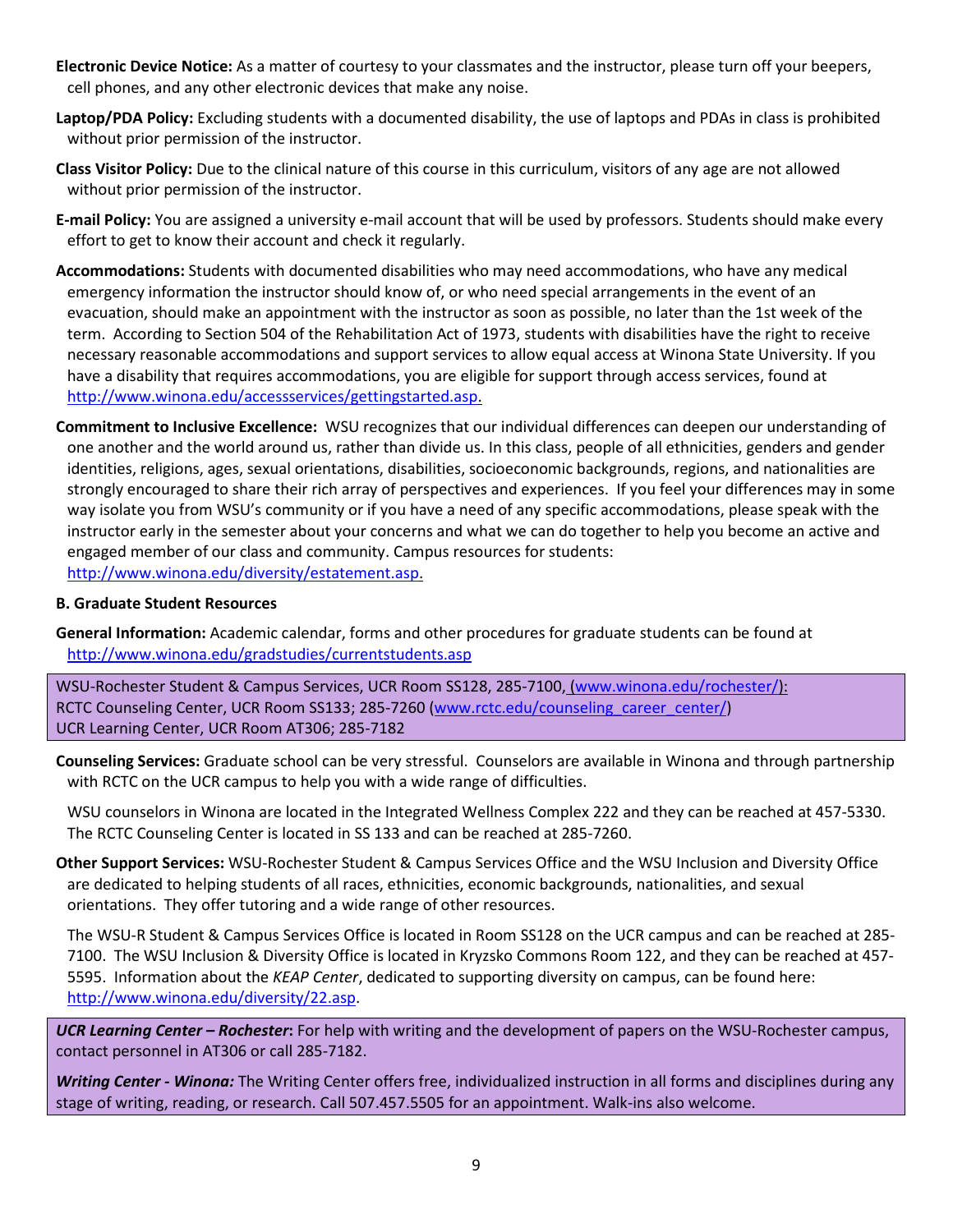**Electronic Device Notice:** As a matter of courtesy to your classmates and the instructor, please turn off your beepers, cell phones, and any other electronic devices that make any noise.

**Laptop/PDA Policy:** Excluding students with a documented disability, the use of laptops and PDAs in class is prohibited without prior permission of the instructor.

**Class Visitor Policy:** Due to the clinical nature of this course in this curriculum, visitors of any age are not allowed without prior permission of the instructor.

**E-mail Policy:** You are assigned a university e-mail account that will be used by professors. Students should make every effort to get to know their account and check it regularly.

**Accommodations:** Students with documented disabilities who may need accommodations, who have any medical emergency information the instructor should know of, or who need special arrangements in the event of an evacuation, should make an appointment with the instructor as soon as possible, no later than the 1st week of the term. According to Section 504 of the Rehabilitation Act of 1973, students with disabilities have the right to receive necessary reasonable accommodations and support services to allow equal access at Winona State University. If you have a disability that requires accommodations, you are eligible for support through access services, found at http://www.winona.edu/accessservices/gettingstarted.asp.

**Commitment to Inclusive Excellence:** WSU recognizes that our individual differences can deepen our understanding of one another and the world around us, rather than divide us. In this class, people of all ethnicities, genders and gender identities, religions, ages, sexual orientations, disabilities, socioeconomic backgrounds, regions, and nationalities are strongly encouraged to share their rich array of perspectives and experiences. If you feel your differences may in some way isolate you from WSU's community or if you have a need of any specific accommodations, please speak with the instructor early in the semester about your concerns and what we can do together to help you become an active and engaged member of our class and community. Campus resources for students: http://www.winona.edu/diversity/estatement.asp.

### B. Graduate Student Resources

**General Information:** Academic calendar, forms and other procedures for graduate students can be found at http://www.winona.edu/gradstudies/currentstudents.asp

WSU-Rochester Student & Campus Services, UCR Room SS128, 285-7100, (www.winona.edu/rochester/):
RCTC Counseling Center, UCR Room SS133; 285-7260 (www.rctc.edu/counseling_career_center/)
UCR Learning Center, UCR Room AT306; 285-7182

**Counseling Services:** Graduate school can be very stressful. Counselors are available in Winona and through partnership with RCTC on the UCR campus to help you with a wide range of difficulties.

WSU counselors in Winona are located in the Integrated Wellness Complex 222 and they can be reached at 457-5330. The RCTC Counseling Center is located in SS 133 and can be reached at 285-7260.

**Other Support Services:** WSU-Rochester Student & Campus Services Office and the WSU Inclusion and Diversity Office are dedicated to helping students of all races, ethnicities, economic backgrounds, nationalities, and sexual orientations. They offer tutoring and a wide range of other resources.

The WSU-R Student & Campus Services Office is located in Room SS128 on the UCR campus and can be reached at 285-7100. The WSU Inclusion & Diversity Office is located in Kryzsko Commons Room 122, and they can be reached at 457-5595. Information about the *KEAP Center*, dedicated to supporting diversity on campus, can be found here: http://www.winona.edu/diversity/22.asp.

***UCR Learning Center – Rochester*:** For help with writing and the development of papers on the WSU-Rochester campus, contact personnel in AT306 or call 285-7182.

***Writing Center - Winona:*** The Writing Center offers free, individualized instruction in all forms and disciplines during any stage of writing, reading, or research. Call 507.457.5505 for an appointment. Walk-ins also welcome.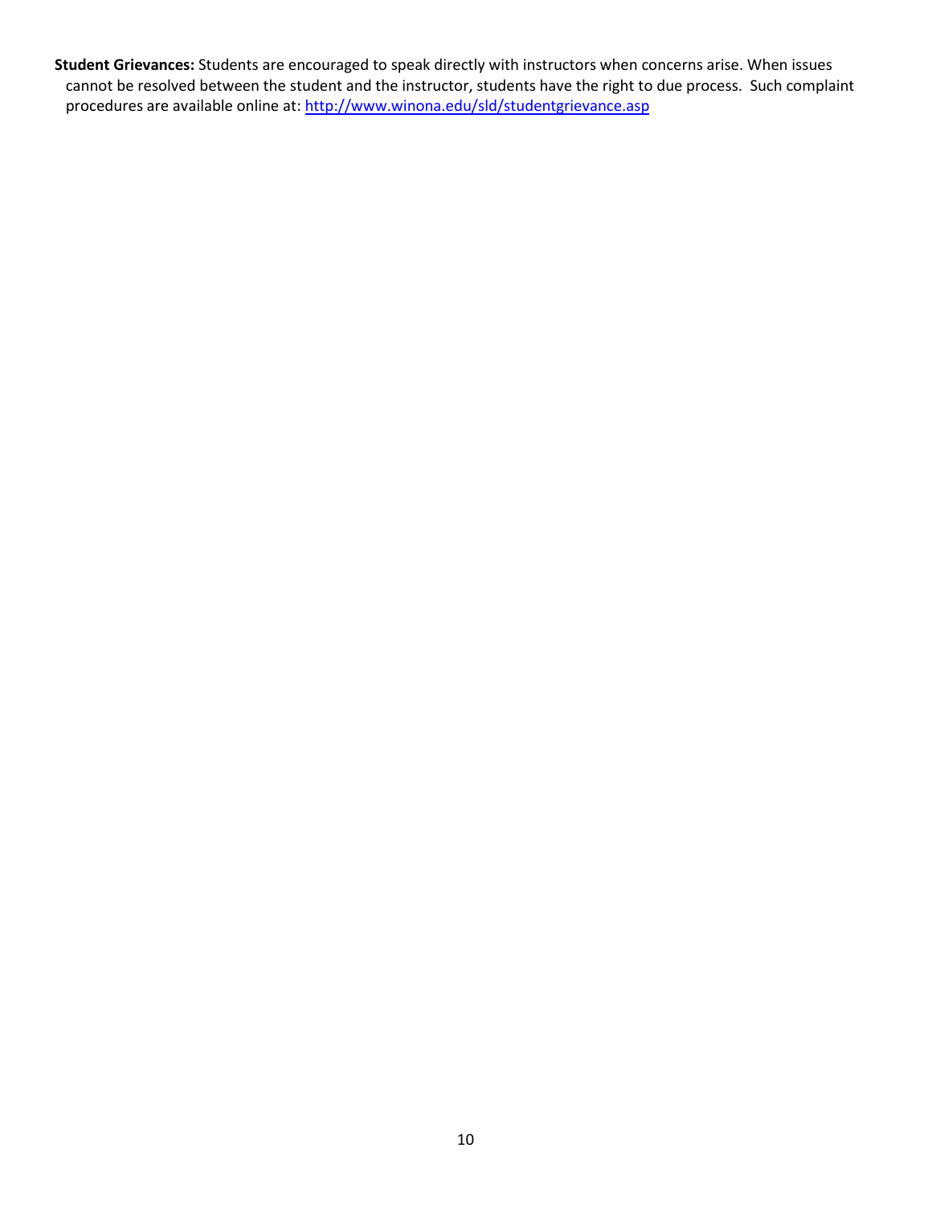**Student Grievances:** Students are encouraged to speak directly with instructors when concerns arise. When issues cannot be resolved between the student and the instructor, students have the right to due process. Such complaint procedures are available online at: [http://www.winona.edu/sld/studentgrievance.asp](http://www.winona.edu/sld/studentgrievance.asp)